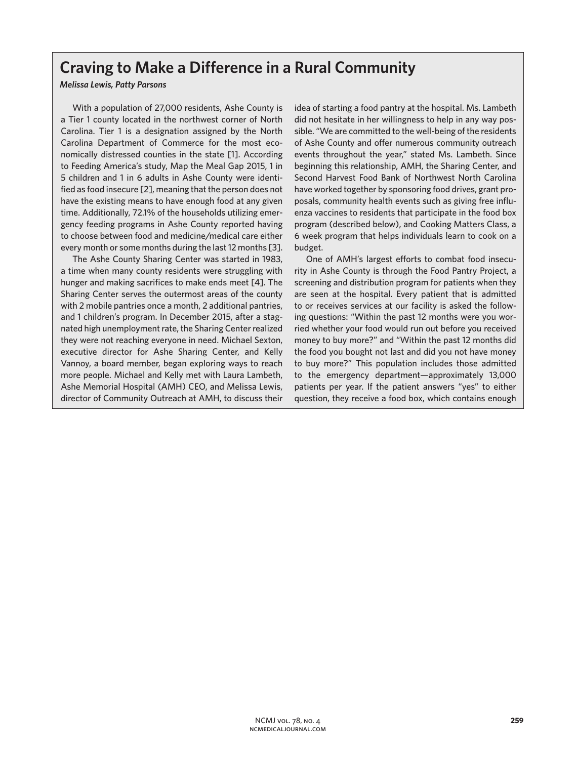# Craving to Make a Difference in a Rural Community

*Melissa Lewis, Patty Parsons*

With a population of 27,000 residents, Ashe County is a Tier 1 county located in the northwest corner of North Carolina. Tier 1 is a designation assigned by the North Carolina Department of Commerce for the most economically distressed counties in the state [1]. According to Feeding America's study, Map the Meal Gap 2015, 1 in 5 children and 1 in 6 adults in Ashe County were identified as food insecure [2], meaning that the person does not have the existing means to have enough food at any given time. Additionally, 72.1% of the households utilizing emergency feeding programs in Ashe County reported having to choose between food and medicine/medical care either every month or some months during the last 12 months [3].

The Ashe County Sharing Center was started in 1983, a time when many county residents were struggling with hunger and making sacrifices to make ends meet [4]. The Sharing Center serves the outermost areas of the county with 2 mobile pantries once a month, 2 additional pantries, and 1 children's program. In December 2015, after a stagnated high unemployment rate, the Sharing Center realized they were not reaching everyone in need. Michael Sexton, executive director for Ashe Sharing Center, and Kelly Vannoy, a board member, began exploring ways to reach more people. Michael and Kelly met with Laura Lambeth, Ashe Memorial Hospital (AMH) CEO, and Melissa Lewis, director of Community Outreach at AMH, to discuss their idea of starting a food pantry at the hospital. Ms. Lambeth did not hesitate in her willingness to help in any way possible. "We are committed to the well-being of the residents of Ashe County and offer numerous community outreach events throughout the year," stated Ms. Lambeth. Since beginning this relationship, AMH, the Sharing Center, and Second Harvest Food Bank of Northwest North Carolina have worked together by sponsoring food drives, grant proposals, community health events such as giving free influenza vaccines to residents that participate in the food box program (described below), and Cooking Matters Class, a 6 week program that helps individuals learn to cook on a budget.

One of AMH's largest efforts to combat food insecurity in Ashe County is through the Food Pantry Project, a screening and distribution program for patients when they are seen at the hospital. Every patient that is admitted to or receives services at our facility is asked the following questions: "Within the past 12 months were you worried whether your food would run out before you received money to buy more?" and "Within the past 12 months did the food you bought not last and did you not have money to buy more?" This population includes those admitted to the emergency department—approximately 13,000 patients per year. If the patient answers "yes" to either question, they receive a food box, which contains enough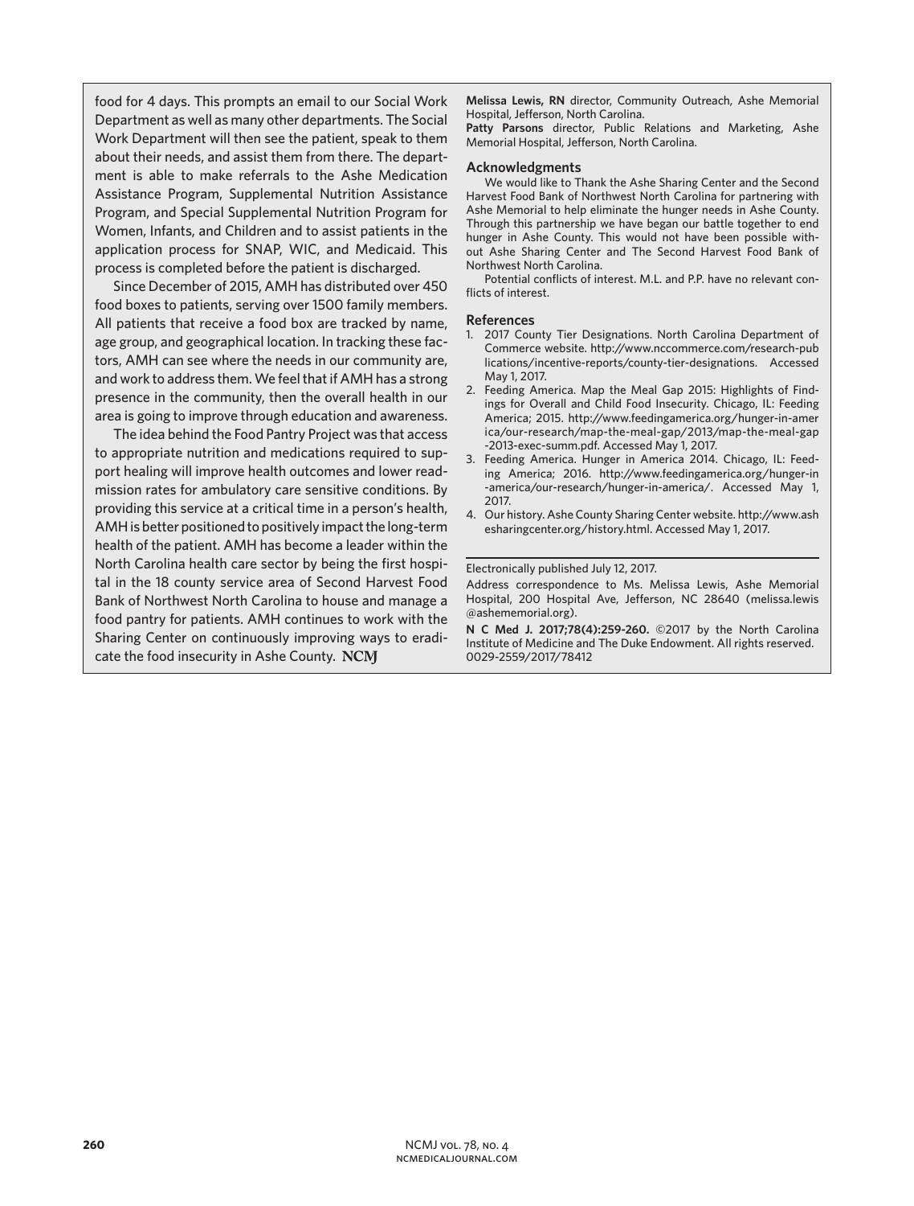food for 4 days. This prompts an email to our Social Work Department as well as many other departments. The Social Work Department will then see the patient, speak to them about their needs, and assist them from there. The department is able to make referrals to the Ashe Medication Assistance Program, Supplemental Nutrition Assistance Program, and Special Supplemental Nutrition Program for Women, Infants, and Children and to assist patients in the application process for SNAP, WIC, and Medicaid. This process is completed before the patient is discharged.

Since December of 2015, AMH has distributed over 450 food boxes to patients, serving over 1500 family members. All patients that receive a food box are tracked by name, age group, and geographical location. In tracking these factors, AMH can see where the needs in our community are, and work to address them. We feel that if AMH has a strong presence in the community, then the overall health in our area is going to improve through education and awareness.

The idea behind the Food Pantry Project was that access to appropriate nutrition and medications required to support healing will improve health outcomes and lower readmission rates for ambulatory care sensitive conditions. By providing this service at a critical time in a person's health, AMH is better positioned to positively impact the long-term health of the patient. AMH has become a leader within the North Carolina health care sector by being the first hospital in the 18 county service area of Second Harvest Food Bank of Northwest North Carolina to house and manage a food pantry for patients. AMH continues to work with the Sharing Center on continuously improving ways to eradicate the food insecurity in Ashe County. NCMJ

**Melissa Lewis, RN** director, Community Outreach, Ashe Memorial Hospital, Jefferson, North Carolina.
**Patty Parsons** director, Public Relations and Marketing, Ashe Memorial Hospital, Jefferson, North Carolina.

## Acknowledgments

We would like to Thank the Ashe Sharing Center and the Second Harvest Food Bank of Northwest North Carolina for partnering with Ashe Memorial to help eliminate the hunger needs in Ashe County. Through this partnership we have began our battle together to end hunger in Ashe County. This would not have been possible without Ashe Sharing Center and The Second Harvest Food Bank of Northwest North Carolina.

Potential conflicts of interest. M.L. and P.P. have no relevant conflicts of interest.

## References

1. 2017 County Tier Designations. North Carolina Department of Commerce website. http://www.nccommerce.com/research-publications/incentive-reports/county-tier-designations. Accessed May 1, 2017.
2. Feeding America. Map the Meal Gap 2015: Highlights of Findings for Overall and Child Food Insecurity. Chicago, IL: Feeding America; 2015. http://www.feedingamerica.org/hunger-in-america/our-research/map-the-meal-gap/2013/map-the-meal-gap-2013-exec-summ.pdf. Accessed May 1, 2017.
3. Feeding America. Hunger in America 2014. Chicago, IL: Feeding America; 2016. http://www.feedingamerica.org/hunger-in-america/our-research/hunger-in-america/. Accessed May 1, 2017.
4. Our history. Ashe County Sharing Center website. http://www.ashesharingcenter.org/history.html. Accessed May 1, 2017.

Electronically published July 12, 2017.

Address correspondence to Ms. Melissa Lewis, Ashe Memorial Hospital, 200 Hospital Ave, Jefferson, NC 28640 (melissa.lewis@ashememorial.org).

**N C Med J. 2017;78(4):259-260.** ©2017 by the North Carolina Institute of Medicine and The Duke Endowment. All rights reserved. 0029-2559/2017/78412